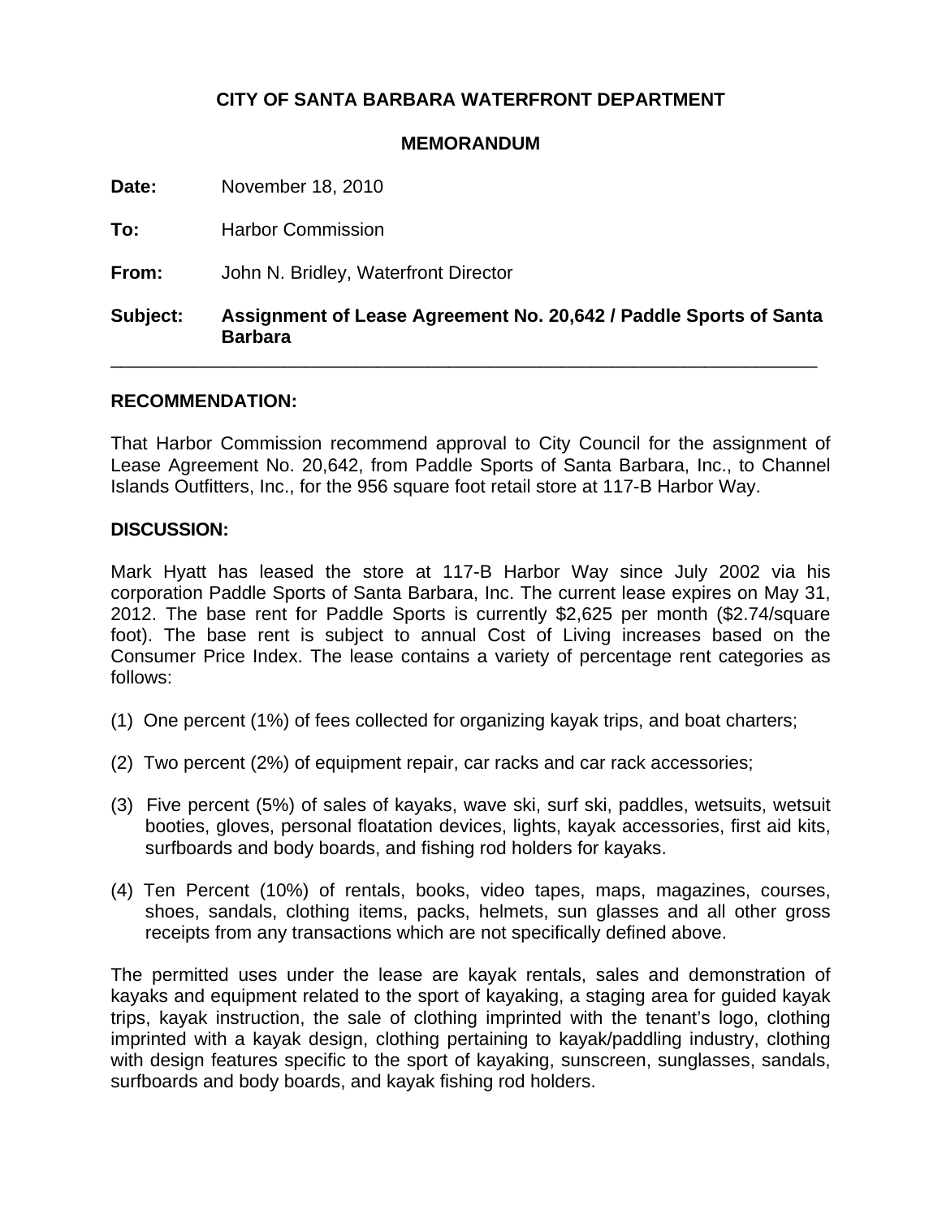**CITY OF SANTA BARBARA WATERFRONT DEPARTMENT**

**MEMORANDUM**

**Date:** November 18, 2010

**To:** Harbor Commission

**From:** John N. Bridley, Waterfront Director

**Subject:** **Assignment of Lease Agreement No. 20,642 / Paddle Sports of Santa Barbara**

---

**RECOMMENDATION:**

That Harbor Commission recommend approval to City Council for the assignment of Lease Agreement No. 20,642, from Paddle Sports of Santa Barbara, Inc., to Channel Islands Outfitters, Inc., for the 956 square foot retail store at 117-B Harbor Way.

**DISCUSSION:**

Mark Hyatt has leased the store at 117-B Harbor Way since July 2002 via his corporation Paddle Sports of Santa Barbara, Inc. The current lease expires on May 31, 2012. The base rent for Paddle Sports is currently $2,625 per month ($2.74/square foot). The base rent is subject to annual Cost of Living increases based on the Consumer Price Index. The lease contains a variety of percentage rent categories as follows:

(1) One percent (1%) of fees collected for organizing kayak trips, and boat charters;

(2) Two percent (2%) of equipment repair, car racks and car rack accessories;

(3) Five percent (5%) of sales of kayaks, wave ski, surf ski, paddles, wetsuits, wetsuit booties, gloves, personal floatation devices, lights, kayak accessories, first aid kits, surfboards and body boards, and fishing rod holders for kayaks.

(4) Ten Percent (10%) of rentals, books, video tapes, maps, magazines, courses, shoes, sandals, clothing items, packs, helmets, sun glasses and all other gross receipts from any transactions which are not specifically defined above.

The permitted uses under the lease are kayak rentals, sales and demonstration of kayaks and equipment related to the sport of kayaking, a staging area for guided kayak trips, kayak instruction, the sale of clothing imprinted with the tenant's logo, clothing imprinted with a kayak design, clothing pertaining to kayak/paddling industry, clothing with design features specific to the sport of kayaking, sunscreen, sunglasses, sandals, surfboards and body boards, and kayak fishing rod holders.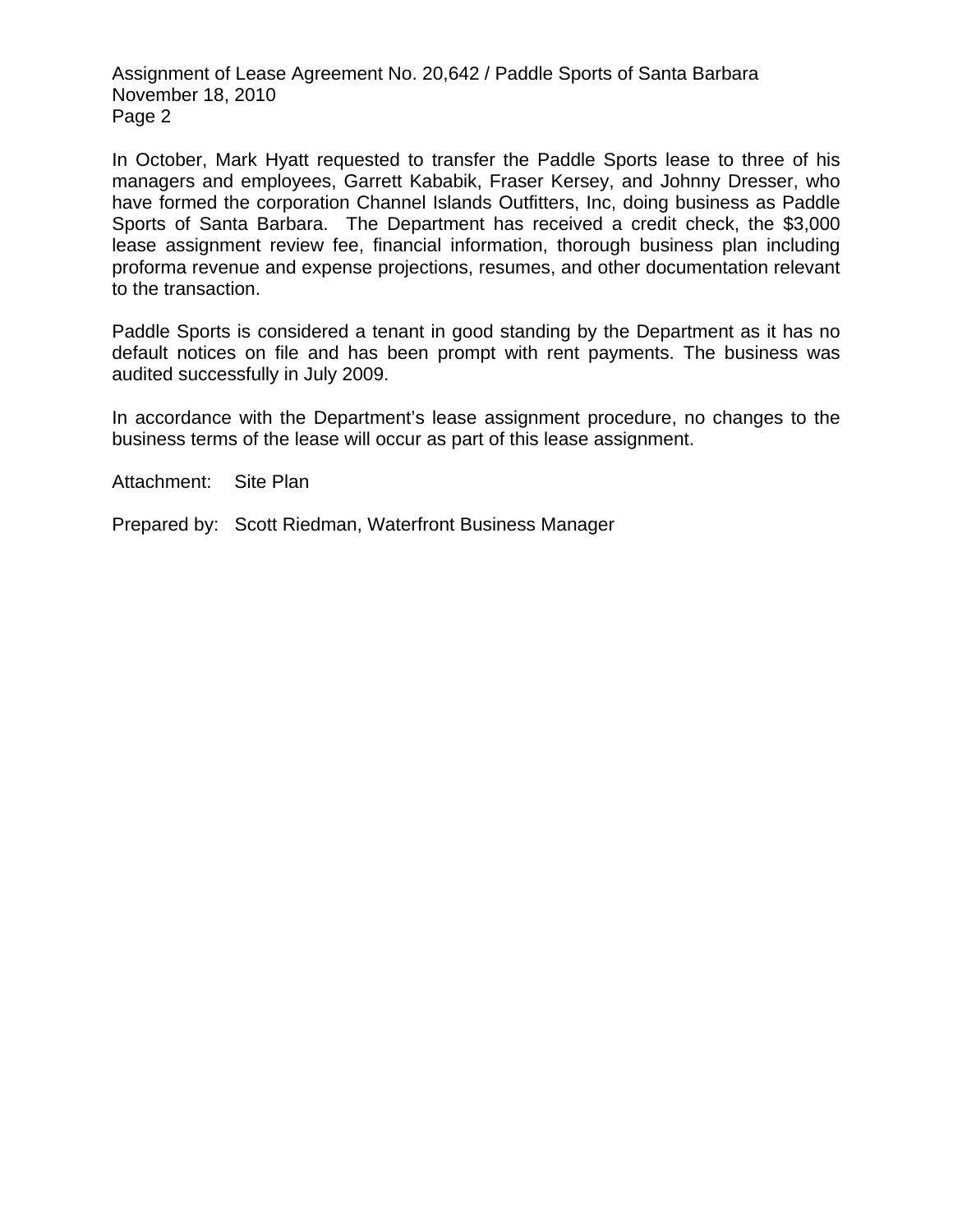In October, Mark Hyatt requested to transfer the Paddle Sports lease to three of his managers and employees, Garrett Kababik, Fraser Kersey, and Johnny Dresser, who have formed the corporation Channel Islands Outfitters, Inc, doing business as Paddle Sports of Santa Barbara. The Department has received a credit check, the $3,000 lease assignment review fee, financial information, thorough business plan including proforma revenue and expense projections, resumes, and other documentation relevant to the transaction.

Paddle Sports is considered a tenant in good standing by the Department as it has no default notices on file and has been prompt with rent payments. The business was audited successfully in July 2009.

In accordance with the Department's lease assignment procedure, no changes to the business terms of the lease will occur as part of this lease assignment.

Attachment: Site Plan

Prepared by: Scott Riedman, Waterfront Business Manager